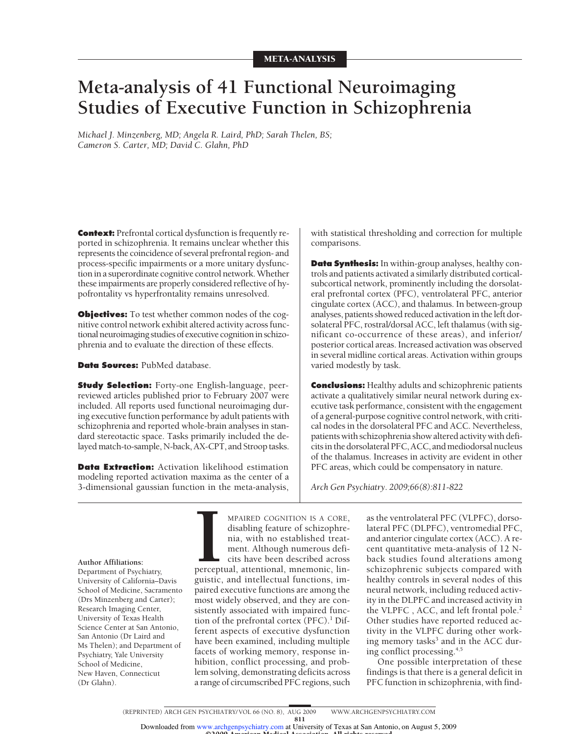META-ANALYSIS

# Meta-analysis of 41 Functional Neuroimaging Studies of Executive Function in Schizophrenia

*Michael J. Minzenberg, MD; Angela R. Laird, PhD; Sarah Thelen, BS; Cameron S. Carter, MD; David C. Glahn, PhD*

**Context:** Prefrontal cortical dysfunction is frequently reported in schizophrenia. It remains unclear whether this represents the coincidence of several prefrontal region- and process-specific impairments or a more unitary dysfunction in a superordinate cognitive control network. Whether these impairments are properly considered reflective of hypofrontality vs hyperfrontality remains unresolved.

**Objectives:** To test whether common nodes of the cognitive control network exhibit altered activity across functional neuroimaging studies of executive cognition in schizophrenia and to evaluate the direction of these effects.

**Data Sources:** PubMed database.

**Study Selection:** Forty-one English-language, peer-reviewed articles published prior to February 2007 were included. All reports used functional neuroimaging during executive function performance by adult patients with schizophrenia and reported whole-brain analyses in standard stereotactic space. Tasks primarily included the delayed match-to-sample, N-back, AX-CPT, and Stroop tasks.

**Data Extraction:** Activation likelihood estimation modeling reported activation maxima as the center of a 3-dimensional gaussian function in the meta-analysis, with statistical thresholding and correction for multiple comparisons.

**Data Synthesis:** In within-group analyses, healthy controls and patients activated a similarly distributed cortical-subcortical network, prominently including the dorsolateral prefrontal cortex (PFC), ventrolateral PFC, anterior cingulate cortex (ACC), and thalamus. In between-group analyses, patients showed reduced activation in the left dorsolateral PFC, rostral/dorsal ACC, left thalamus (with significant co-occurrence of these areas), and inferior/posterior cortical areas. Increased activation was observed in several midline cortical areas. Activation within groups varied modestly by task.

**Conclusions:** Healthy adults and schizophrenic patients activate a qualitatively similar neural network during executive task performance, consistent with the engagement of a general-purpose cognitive control network, with critical nodes in the dorsolateral PFC and ACC. Nevertheless, patients with schizophrenia show altered activity with deficits in the dorsolateral PFC, ACC, and mediodorsal nucleus of the thalamus. Increases in activity are evident in other PFC areas, which could be compensatory in nature.

*Arch Gen Psychiatry. 2009;66(8):811-822*

**Author Affiliations:** Department of Psychiatry, University of California–Davis School of Medicine, Sacramento (Drs Minzenberg and Carter); Research Imaging Center, University of Texas Health Science Center at San Antonio, San Antonio (Dr Laird and Ms Thelen); and Department of Psychiatry, Yale University School of Medicine, New Haven, Connecticut (Dr Glahn).

IMPAIRED COGNITION IS A CORE, disabling feature of schizophrenia, with no established treatment. Although numerous deficits have been described across perceptual, attentional, mnemonic, linguistic, and intellectual functions, impaired executive functions are among the most widely observed, and they are consistently associated with impaired function of the prefrontal cortex (PFC).[1] Different aspects of executive dysfunction have been examined, including multiple facets of working memory, response inhibition, conflict processing, and problem solving, demonstrating deficits across a range of circumscribed PFC regions, such as the ventrolateral PFC (VLPFC), dorsolateral PFC (DLPFC), ventromedial PFC, and anterior cingulate cortex (ACC). A recent quantitative meta-analysis of 12 N-back studies found alterations among schizophrenic subjects compared with healthy controls in several nodes of this neural network, including reduced activity in the DLPFC and increased activity in the VLPFC , ACC, and left frontal pole.[2] Other studies have reported reduced activity in the VLPFC during other working memory tasks[3] and in the ACC during conflict processing.[4,5]

One possible interpretation of these findings is that there is a general deficit in PFC function in schizophrenia, with find-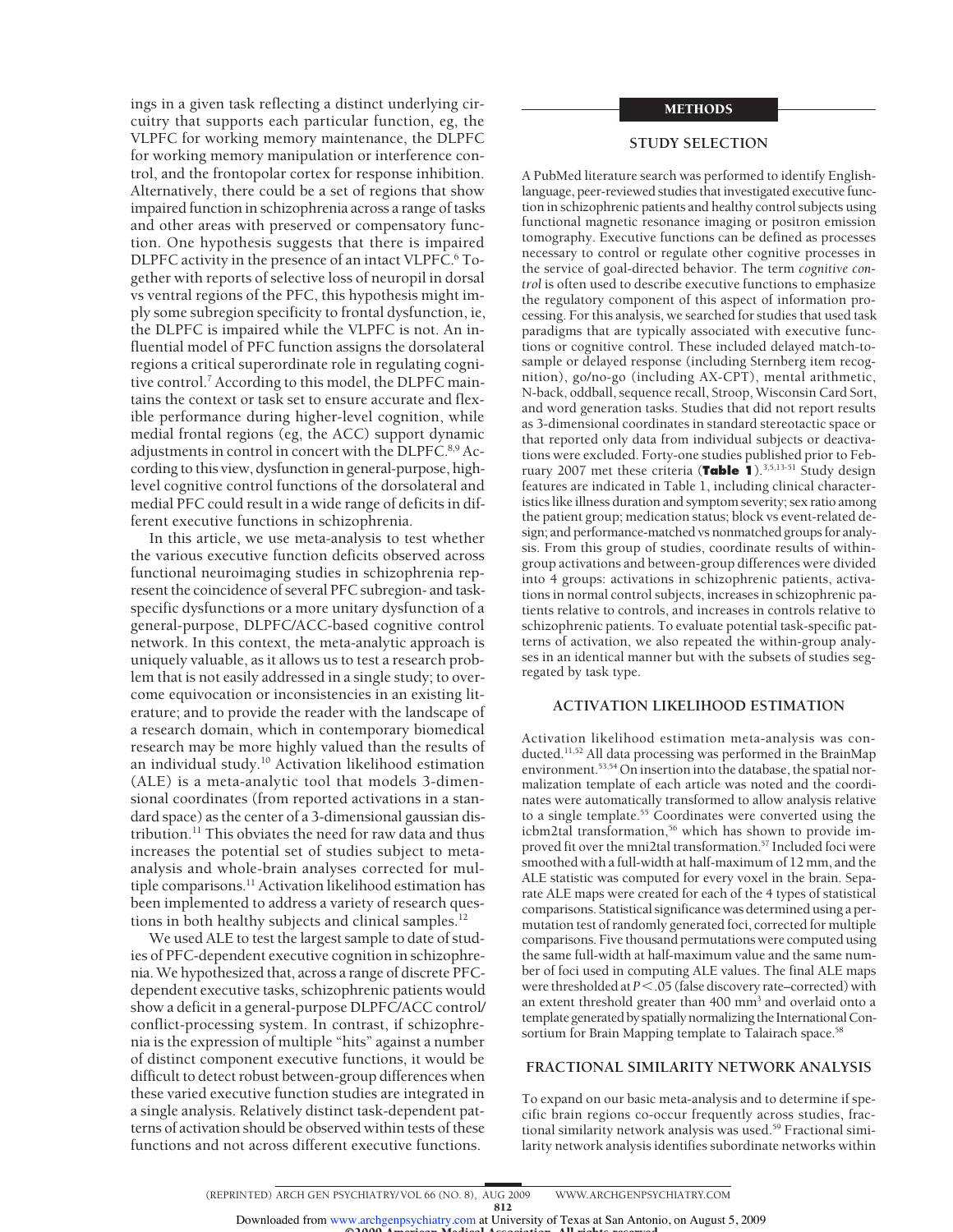ings in a given task reflecting a distinct underlying circuitry that supports each particular function, eg, the VLPFC for working memory maintenance, the DLPFC for working memory manipulation or interference control, and the frontopolar cortex for response inhibition. Alternatively, there could be a set of regions that show impaired function in schizophrenia across a range of tasks and other areas with preserved or compensatory function. One hypothesis suggests that there is impaired DLPFC activity in the presence of an intact VLPFC.[6] Together with reports of selective loss of neuropil in dorsal vs ventral regions of the PFC, this hypothesis might imply some subregion specificity to frontal dysfunction, ie, the DLPFC is impaired while the VLPFC is not. An influential model of PFC function assigns the dorsolateral regions a critical superordinate role in regulating cognitive control.[7] According to this model, the DLPFC maintains the context or task set to ensure accurate and flexible performance during higher-level cognition, while medial frontal regions (eg, the ACC) support dynamic adjustments in control in concert with the DLPFC.[8,9] According to this view, dysfunction in general-purpose, high-level cognitive control functions of the dorsolateral and medial PFC could result in a wide range of deficits in different executive functions in schizophrenia.

In this article, we use meta-analysis to test whether the various executive function deficits observed across functional neuroimaging studies in schizophrenia represent the coincidence of several PFC subregion- and task-specific dysfunctions or a more unitary dysfunction of a general-purpose, DLPFC/ACC-based cognitive control network. In this context, the meta-analytic approach is uniquely valuable, as it allows us to test a research problem that is not easily addressed in a single study; to overcome equivocation or inconsistencies in an existing literature; and to provide the reader with the landscape of a research domain, which in contemporary biomedical research may be more highly valued than the results of an individual study.[10] Activation likelihood estimation (ALE) is a meta-analytic tool that models 3-dimensional coordinates (from reported activations in a standard space) as the center of a 3-dimensional gaussian distribution.[11] This obviates the need for raw data and thus increases the potential set of studies subject to meta-analysis and whole-brain analyses corrected for multiple comparisons.[11] Activation likelihood estimation has been implemented to address a variety of research questions in both healthy subjects and clinical samples.[12]

We used ALE to test the largest sample to date of studies of PFC-dependent executive cognition in schizophrenia. We hypothesized that, across a range of discrete PFC-dependent executive tasks, schizophrenic patients would show a deficit in a general-purpose DLPFC/ACC control/conflict-processing system. In contrast, if schizophrenia is the expression of multiple "hits" against a number of distinct component executive functions, it would be difficult to detect robust between-group differences when these varied executive function studies are integrated in a single analysis. Relatively distinct task-dependent patterns of activation should be observed within tests of these functions and not across different executive functions.

## METHODS

### STUDY SELECTION

A PubMed literature search was performed to identify English-language, peer-reviewed studies that investigated executive function in schizophrenic patients and healthy control subjects using functional magnetic resonance imaging or positron emission tomography. Executive functions can be defined as processes necessary to control or regulate other cognitive processes in the service of goal-directed behavior. The term *cognitive control* is often used to describe executive functions to emphasize the regulatory component of this aspect of information processing. For this analysis, we searched for studies that used task paradigms that are typically associated with executive functions or cognitive control. These included delayed match-to-sample or delayed response (including Sternberg item recognition), go/no-go (including AX-CPT), mental arithmetic, N-back, oddball, sequence recall, Stroop, Wisconsin Card Sort, and word generation tasks. Studies that did not report results as 3-dimensional coordinates in standard stereotactic space or that reported only data from individual subjects or deactivations were excluded. Forty-one studies published prior to February 2007 met these criteria (**Table 1**).[3,5,13-51] Study design features are indicated in Table 1, including clinical characteristics like illness duration and symptom severity; sex ratio among the patient group; medication status; block vs event-related design; and performance-matched vs nonmatched groups for analysis. From this group of studies, coordinate results of within-group activations and between-group differences were divided into 4 groups: activations in schizophrenic patients, activations in normal control subjects, increases in schizophrenic patients relative to controls, and increases in controls relative to schizophrenic patients. To evaluate potential task-specific patterns of activation, we also repeated the within-group analyses in an identical manner but with the subsets of studies segregated by task type.

### ACTIVATION LIKELIHOOD ESTIMATION

Activation likelihood estimation meta-analysis was conducted.[11,52] All data processing was performed in the BrainMap environment.[53,54] On insertion into the database, the spatial normalization template of each article was noted and the coordinates were automatically transformed to allow analysis relative to a single template.[55] Coordinates were converted using the icbm2tal transformation,[56] which has shown to provide improved fit over the mni2tal transformation.[57] Included foci were smoothed with a full-width at half-maximum of 12 mm, and the ALE statistic was computed for every voxel in the brain. Separate ALE maps were created for each of the 4 types of statistical comparisons. Statistical significance was determined using a permutation test of randomly generated foci, corrected for multiple comparisons. Five thousand permutations were computed using the same full-width at half-maximum value and the same number of foci used in computing ALE values. The final ALE maps were thresholded at $P < .05$ (false discovery rate–corrected) with an extent threshold greater than 400 mm$^3$ and overlaid onto a template generated by spatially normalizing the International Consortium for Brain Mapping template to Talairach space.[58]

### FRACTIONAL SIMILARITY NETWORK ANALYSIS

To expand on our basic meta-analysis and to determine if specific brain regions co-occur frequently across studies, fractional similarity network analysis was used.[59] Fractional similarity network analysis identifies subordinate networks within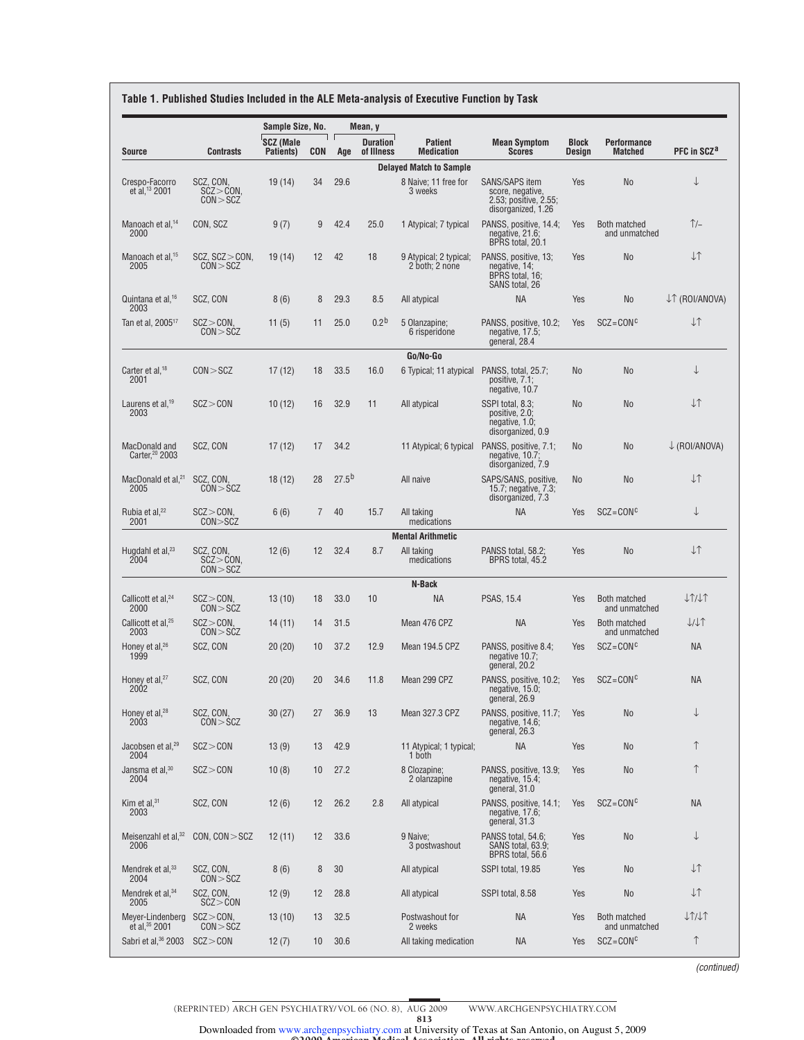**Table 1. Published Studies Included in the ALE Meta-analysis of Executive Function by Task**

| Source | Contrasts | Sample Size, No. SCZ (Male Patients) | Sample Size, No. CON | Mean, y Age | Mean, y Duration of Illness | Patient Medication | Mean Symptom Scores | Block Design | Performance Matched | PFC in SCZ[a] |
|---|---|---|---|---|---|---|---|---|---|---|
| **Delayed Match to Sample** | | | | | | | | | | |
| Crespo-Facorro et al,[13] 2001 | SCZ, CON, SCZ>CON, CON>SCZ | 19 (14) | 34 | 29.6 | | 8 Naive; 11 free for 3 weeks | SANS/SAPS item score, negative, 2.53; positive, 2.55; disorganized, 1.26 | Yes | No | ↓ |
| Manoach et al,[14] 2000 | CON, SCZ | 9 (7) | 9 | 42.4 | 25.0 | 1 Atypical; 7 typical | PANSS, positive, 14.4; negative, 21.6; BPRS total, 20.1 | Yes | Both matched and unmatched | ↑/– |
| Manoach et al,[15] 2005 | SCZ, SCZ>CON, CON>SCZ | 19 (14) | 12 | 42 | 18 | 9 Atypical; 2 typical; 2 both; 2 none | PANSS, positive, 13; negative, 14; BPRS total, 16; SANS total, 26 | Yes | No | ↓↑ |
| Quintana et al,[16] 2003 | SCZ, CON | 8 (6) | 8 | 29.3 | 8.5 | All atypical | NA | Yes | No | ↓↑ (ROI/ANOVA) |
| Tan et al, 2005[17] | SCZ>CON, CON>SCZ | 11 (5) | 11 | 25.0 | 0.2[b] | 5 Olanzapine; 6 risperidone | PANSS, positive, 10.2; negative, 17.5; general, 28.4 | Yes | SCZ=CON[c] | ↓↑ |
| **Go/No-Go** | | | | | | | | | | |
| Carter et al,[18] 2001 | CON>SCZ | 17 (12) | 18 | 33.5 | 16.0 | 6 Typical; 11 atypical | PANSS, total, 25.7; positive, 7.1; negative, 10.7 | No | No | ↓ |
| Laurens et al,[19] 2003 | SCZ>CON | 10 (12) | 16 | 32.9 | 11 | All atypical | SSPI total, 8.3; positive, 2.0; negative, 1.0; disorganized, 0.9 | No | No | ↓↑ |
| MacDonald and Carter,[20] 2003 | SCZ, CON | 17 (12) | 17 | 34.2 | | 11 Atypical; 6 typical | PANSS, positive, 7.1; negative, 10.7; disorganized, 7.9 | No | No | ↓ (ROI/ANOVA) |
| MacDonald et al,[21] 2005 | SCZ, CON, CON>SCZ | 18 (12) | 28 | 27.5[b] | | All naive | SAPS/SANS, positive, 15.7; negative, 7.3; disorganized, 7.3 | No | No | ↓↑ |
| Rubia et al,[22] 2001 | SCZ>CON, CON>SCZ | 6 (6) | 7 | 40 | 15.7 | All taking medications | NA | Yes | SCZ=CON[c] | ↓ |
| **Mental Arithmetic** | | | | | | | | | | |
| Hugdahl et al,[23] 2004 | SCZ, CON, SCZ>CON, CON>SCZ | 12 (6) | 12 | 32.4 | 8.7 | All taking medications | PANSS total, 58.2; BPRS total, 45.2 | Yes | No | ↓↑ |
| **N-Back** | | | | | | | | | | |
| Callicott et al,[24] 2000 | SCZ>CON, CON>SCZ | 13 (10) | 18 | 33.0 | 10 | NA | PSAS, 15.4 | Yes | Both matched and unmatched | ↓↑/↓↑ |
| Callicott et al,[25] 2003 | SCZ>CON, CON>SCZ | 14 (11) | 14 | 31.5 | | Mean 476 CPZ | NA | Yes | Both matched and unmatched | ↓/↓↑ |
| Honey et al,[26] 1999 | SCZ, CON | 20 (20) | 10 | 37.2 | 12.9 | Mean 194.5 CPZ | PANSS, positive 8.4; negative 10.7; general, 20.2 | Yes | SCZ=CON[c] | NA |
| Honey et al,[27] 2002 | SCZ, CON | 20 (20) | 20 | 34.6 | 11.8 | Mean 299 CPZ | PANSS, positive, 10.2; negative, 15.0; general, 26.9 | Yes | SCZ=CON[c] | NA |
| Honey et al,[28] 2003 | SCZ, CON, CON>SCZ | 30 (27) | 27 | 36.9 | 13 | Mean 327.3 CPZ | PANSS, positive, 11.7; negative, 14.6; general, 26.3 | Yes | No | ↓ |
| Jacobsen et al,[29] 2004 | SCZ>CON | 13 (9) | 13 | 42.9 | | 11 Atypical; 1 typical; 1 both | NA | Yes | No | ↑ |
| Jansma et al,[30] 2004 | SCZ>CON | 10 (8) | 10 | 27.2 | | 8 Clozapine; 2 olanzapine | PANSS, positive, 13.9; negative, 15.4; general, 31.0 | Yes | No | ↑ |
| Kim et al,[31] 2003 | SCZ, CON | 12 (6) | 12 | 26.2 | 2.8 | All atypical | PANSS, positive, 14.1; negative, 17.6; general, 31.3 | Yes | SCZ=CON[c] | NA |
| Meisenzahl et al,[32] 2006 | CON, CON>SCZ | 12 (11) | 12 | 33.6 | | 9 Naive; 3 postwashout | PANSS total, 54.6; SANS total, 63.9; BPRS total, 56.6 | Yes | No | ↓ |
| Mendrek et al,[33] 2004 | SCZ, CON, CON>SCZ | 8 (6) | 8 | 30 | | All atypical | SSPI total, 19.85 | Yes | No | ↓↑ |
| Mendrek et al,[34] 2005 | SCZ, CON, SCZ>CON | 12 (9) | 12 | 28.8 | | All atypical | SSPI total, 8.58 | Yes | No | ↓↑ |
| Meyer-Lindenberg et al,[35] 2001 | SCZ>CON, CON>SCZ | 13 (10) | 13 | 32.5 | | Postwashout for 2 weeks | NA | Yes | Both matched and unmatched | ↓↑/↓↑ |
| Sabri et al,[36] 2003 | SCZ>CON | 12 (7) | 10 | 30.6 | | All taking medication | NA | Yes | SCZ=CON[c] | ↑ |

*(continued)*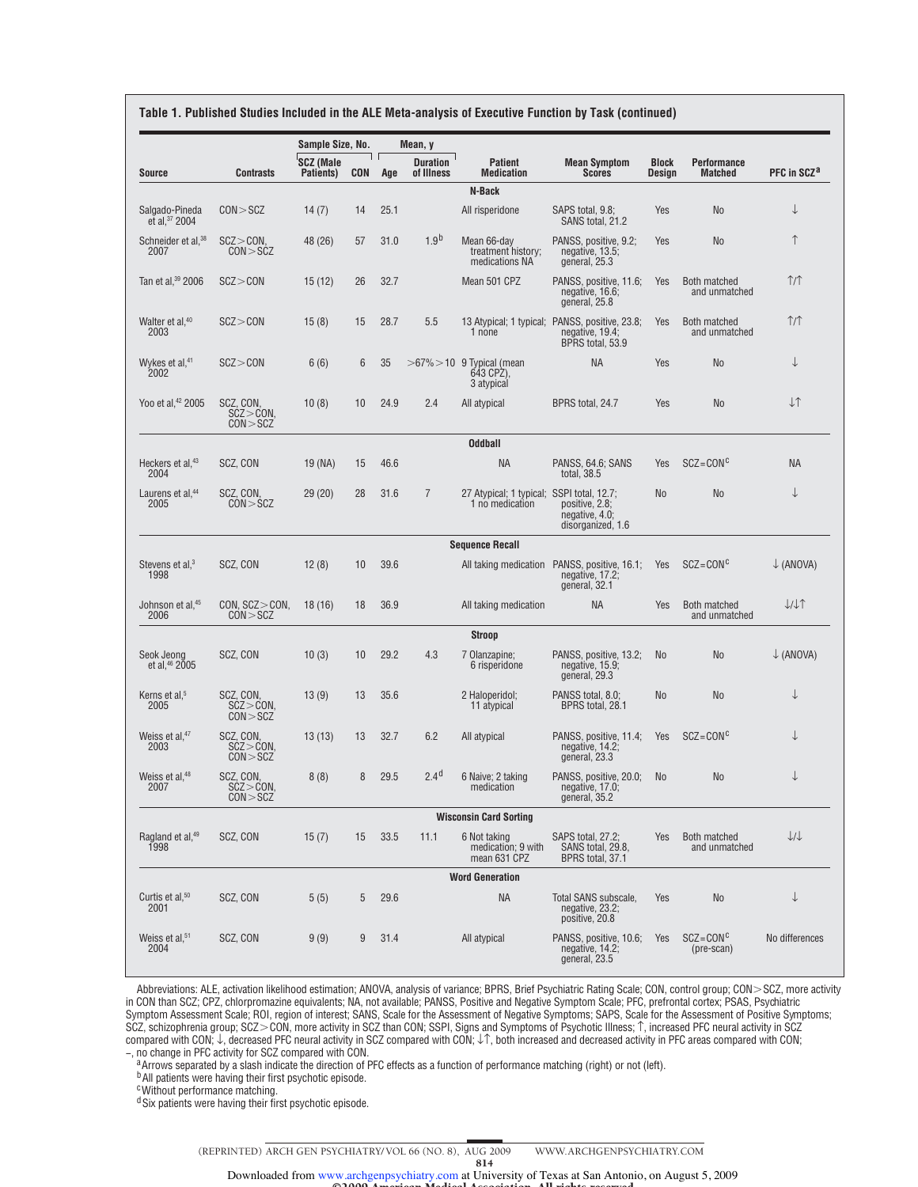**Table 1. Published Studies Included in the ALE Meta-analysis of Executive Function by Task (continued)**

| Source | Contrasts | Sample Size, No. | | Mean, y | | Patient Medication | Mean Symptom Scores | Block Design | Performance Matched | PFC in SCZ[a] |
|---|---|---|---|---|---|---|---|---|---|---|
| | | SCZ (Male Patients) | CON | Age | Duration of Illness | | | | | |
| **N-Back** | | | | | | | | | | |
| Salgado-Pineda et al,[37] 2004 | CON>SCZ | 14 (7) | 14 | 25.1 | | All risperidone | SAPS total, 9.8; SANS total, 21.2 | Yes | No | ↓ |
| Schneider et al,[38] 2007 | SCZ>CON, CON>SCZ | 48 (26) | 57 | 31.0 | 1.9[b] | Mean 66-day treatment history; medications NA | PANSS, positive, 9.2; negative, 13.5; general, 25.3 | Yes | No | ↑ |
| Tan et al,[39] 2006 | SCZ>CON | 15 (12) | 26 | 32.7 | | Mean 501 CPZ | PANSS, positive, 11.6; negative, 16.6; general, 25.8 | Yes | Both matched and unmatched | ↑/↑ |
| Walter et al,[40] 2003 | SCZ>CON | 15 (8) | 15 | 28.7 | 5.5 | 13 Atypical; 1 typical; 1 none | PANSS, positive, 23.8; negative, 19.4; BPRS total, 53.9 | Yes | Both matched and unmatched | ↑/↑ |
| Wykes et al,[41] 2002 | SCZ>CON | 6 (6) | 6 | 35 | >67%>10 | 9 Typical (mean 643 CPZ), 3 atypical | NA | Yes | No | ↓ |
| Yoo et al,[42] 2005 | SCZ, CON, SCZ>CON, CON>SCZ | 10 (8) | 10 | 24.9 | 2.4 | All atypical | BPRS total, 24.7 | Yes | No | ↓↑ |
| **Oddball** | | | | | | | | | | |
| Heckers et al,[43] 2004 | SCZ, CON | 19 (NA) | 15 | 46.6 | | NA | PANSS, 64.6; SANS total, 38.5 | Yes | SCZ=CON[c] | NA |
| Laurens et al,[44] 2005 | SCZ, CON, CON>SCZ | 29 (20) | 28 | 31.6 | 7 | 27 Atypical; 1 typical; 1 no medication | SSPI total, 12.7; positive, 2.8; negative, 4.0; disorganized, 1.6 | No | No | ↓ |
| **Sequence Recall** | | | | | | | | | | |
| Stevens et al,[3] 1998 | SCZ, CON | 12 (8) | 10 | 39.6 | | All taking medication | PANSS, positive, 16.1; negative, 17.2; general, 32.1 | Yes | SCZ=CON[c] | ↓ (ANOVA) |
| Johnson et al,[45] 2006 | CON, SCZ>CON, CON>SCZ | 18 (16) | 18 | 36.9 | | All taking medication | NA | Yes | Both matched and unmatched | ↓/↓↑ |
| **Stroop** | | | | | | | | | | |
| Seok Jeong et al,[46] 2005 | SCZ, CON | 10 (3) | 10 | 29.2 | 4.3 | 7 Olanzapine; 6 risperidone | PANSS, positive, 13.2; negative, 15.9; general, 29.3 | No | No | ↓ (ANOVA) |
| Kerns et al,[5] 2005 | SCZ, CON, SCZ>CON, CON>SCZ | 13 (9) | 13 | 35.6 | | 2 Haloperidol; 11 atypical | PANSS total, 8.0; BPRS total, 28.1 | No | No | ↓ |
| Weiss et al,[47] 2003 | SCZ, CON, SCZ>CON, CON>SCZ | 13 (13) | 13 | 32.7 | 6.2 | All atypical | PANSS, positive, 11.4; negative, 14.2; general, 23.3 | Yes | SCZ=CON[c] | ↓ |
| Weiss et al,[48] 2007 | SCZ, CON, SCZ>CON, CON>SCZ | 8 (8) | 8 | 29.5 | 2.4[d] | 6 Naive; 2 taking medication | PANSS, positive, 20.0; negative, 17.0; general, 35.2 | No | No | ↓ |
| **Wisconsin Card Sorting** | | | | | | | | | | |
| Ragland et al,[49] 1998 | SCZ, CON | 15 (7) | 15 | 33.5 | 11.1 | 6 Not taking medication; 9 with mean 631 CPZ | SAPS total, 27.2; SANS total, 29.8, BPRS total, 37.1 | Yes | Both matched and unmatched | ↓/↓ |
| **Word Generation** | | | | | | | | | | |
| Curtis et al,[50] 2001 | SCZ, CON | 5 (5) | 5 | 29.6 | | NA | Total SANS subscale, negative, 23.2; positive, 20.8 | Yes | No | ↓ |
| Weiss et al,[51] 2004 | SCZ, CON | 9 (9) | 9 | 31.4 | | All atypical | PANSS, positive, 10.6; negative, 14.2; general, 23.5 | Yes | SCZ=CON[c] (pre-scan) | No differences |

Abbreviations: ALE, activation likelihood estimation; ANOVA, analysis of variance; BPRS, Brief Psychiatric Rating Scale; CON, control group; CON>SCZ, more activity in CON than SCZ; CPZ, chlorpromazine equivalents; NA, not available; PANSS, Positive and Negative Symptom Scale; PFC, prefrontal cortex; PSAS, Psychiatric Symptom Assessment Scale; ROI, region of interest; SANS, Scale for the Assessment of Negative Symptoms; SAPS, Scale for the Assessment of Positive Symptoms; SCZ, schizophrenia group; SCZ>CON, more activity in SCZ than CON; SSPI, Signs and Symptoms of Psychotic Illness; ↑, increased PFC neural activity in SCZ compared with CON; ↓, decreased PFC neural activity in SCZ compared with CON; ↓↑, both increased and decreased activity in PFC areas compared with CON; –, no change in PFC activity for SCZ compared with CON.

[a] Arrows separated by a slash indicate the direction of PFC effects as a function of performance matching (right) or not (left).

[b] All patients were having their first psychotic episode.

[c] Without performance matching.

[d] Six patients were having their first psychotic episode.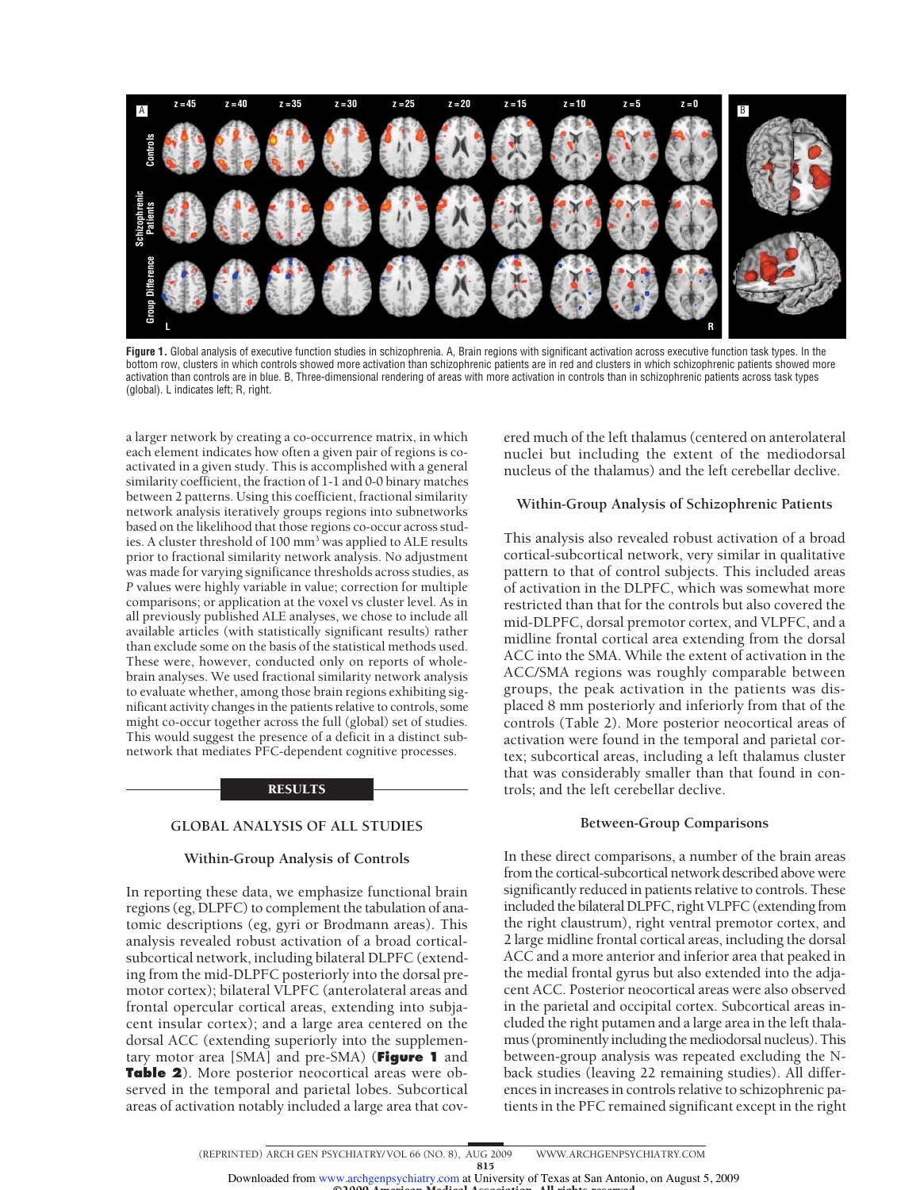**Figure 1.** Global analysis of executive function studies in schizophrenia. A, Brain regions with significant activation across executive function task types. In the bottom row, clusters in which controls showed more activation than schizophrenic patients are in red and clusters in which schizophrenic patients showed more activation than controls are in blue. B, Three-dimensional rendering of areas with more activation in controls than in schizophrenic patients across task types (global). L indicates left; R, right.

a larger network by creating a co-occurrence matrix, in which each element indicates how often a given pair of regions is coactivated in a given study. This is accomplished with a general similarity coefficient, the fraction of 1-1 and 0-0 binary matches between 2 patterns. Using this coefficient, fractional similarity network analysis iteratively groups regions into subnetworks based on the likelihood that those regions co-occur across studies. A cluster threshold of 100 mm$^3$ was applied to ALE results prior to fractional similarity network analysis. No adjustment was made for varying significance thresholds across studies, as *P* values were highly variable in value; correction for multiple comparisons; or application at the voxel vs cluster level. As in all previously published ALE analyses, we chose to include all available articles (with statistically significant results) rather than exclude some on the basis of the statistical methods used. These were, however, conducted only on reports of whole-brain analyses. We used fractional similarity network analysis to evaluate whether, among those brain regions exhibiting significant activity changes in the patients relative to controls, some might co-occur together across the full (global) set of studies. This would suggest the presence of a deficit in a distinct subnetwork that mediates PFC-dependent cognitive processes.

## RESULTS

### GLOBAL ANALYSIS OF ALL STUDIES

#### Within-Group Analysis of Controls

In reporting these data, we emphasize functional brain regions (eg, DLPFC) to complement the tabulation of anatomic descriptions (eg, gyri or Brodmann areas). This analysis revealed robust activation of a broad cortical-subcortical network, including bilateral DLPFC (extending from the mid-DLPFC posteriorly into the dorsal premotor cortex); bilateral VLPFC (anterolateral areas and frontal opercular cortical areas, extending into subjacent insular cortex); and a large area centered on the dorsal ACC (extending superiorly into the supplementary motor area [SMA] and pre-SMA) (**Figure 1** and **Table 2**). More posterior neocortical areas were observed in the temporal and parietal lobes. Subcortical areas of activation notably included a large area that covered much of the left thalamus (centered on anterolateral nuclei but including the extent of the mediodorsal nucleus of the thalamus) and the left cerebellar declive.

#### Within-Group Analysis of Schizophrenic Patients

This analysis also revealed robust activation of a broad cortical-subcortical network, very similar in qualitative pattern to that of control subjects. This included areas of activation in the DLPFC, which was somewhat more restricted than that for the controls but also covered the mid-DLPFC, dorsal premotor cortex, and VLPFC, and a midline frontal cortical area extending from the dorsal ACC into the SMA. While the extent of activation in the ACC/SMA regions was roughly comparable between groups, the peak activation in the patients was displaced 8 mm posteriorly and inferiorly from that of the controls (Table 2). More posterior neocortical areas of activation were found in the temporal and parietal cortex; subcortical areas, including a left thalamus cluster that was considerably smaller than that found in controls; and the left cerebellar declive.

#### Between-Group Comparisons

In these direct comparisons, a number of the brain areas from the cortical-subcortical network described above were significantly reduced in patients relative to controls. These included the bilateral DLPFC, right VLPFC (extending from the right claustrum), right ventral premotor cortex, and 2 large midline frontal cortical areas, including the dorsal ACC and a more anterior and inferior area that peaked in the medial frontal gyrus but also extended into the adjacent ACC. Posterior neocortical areas were also observed in the parietal and occipital cortex. Subcortical areas included the right putamen and a large area in the left thalamus (prominently including the mediodorsal nucleus). This between-group analysis was repeated excluding the N-back studies (leaving 22 remaining studies). All differences in increases in controls relative to schizophrenic patients in the PFC remained significant except in the right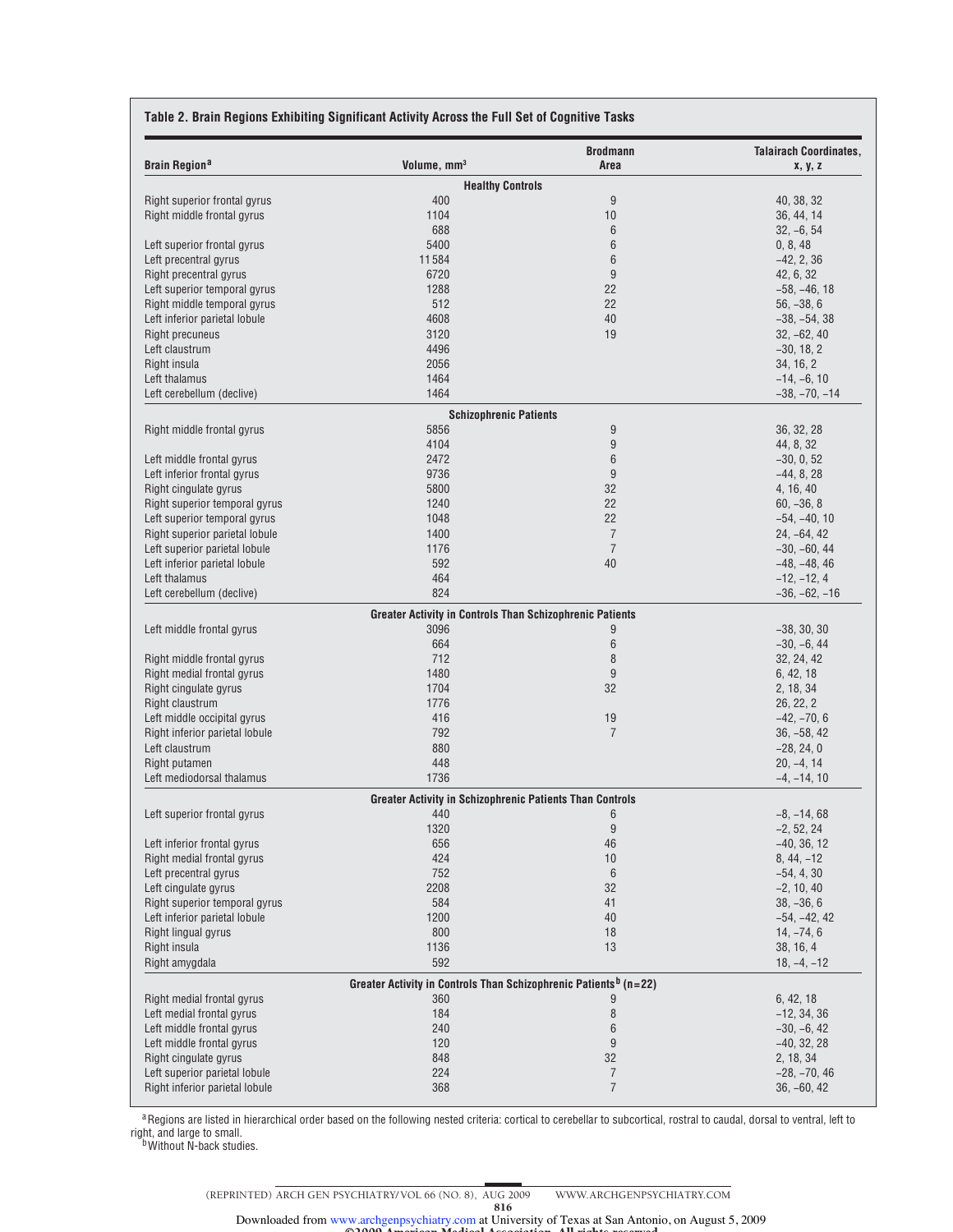**Table 2. Brain Regions Exhibiting Significant Activity Across the Full Set of Cognitive Tasks**

| Brain Region[a] | Volume, mm³ | Brodmann Area | Talairach Coordinates, x, y, z |
|---|---|---|---|
| **Healthy Controls** | | | |
| Right superior frontal gyrus | 400 | 9 | 40, 38, 32 |
| Right middle frontal gyrus | 1104 | 10 | 36, 44, 14 |
| | 688 | 6 | 32, −6, 54 |
| Left superior frontal gyrus | 5400 | 6 | 0, 8, 48 |
| Left precentral gyrus | 11584 | 6 | −42, 2, 36 |
| Right precentral gyrus | 6720 | 9 | 42, 6, 32 |
| Left superior temporal gyrus | 1288 | 22 | −58, −46, 18 |
| Right middle temporal gyrus | 512 | 22 | 56, −38, 6 |
| Left inferior parietal lobule | 4608 | 40 | −38, −54, 38 |
| Right precuneus | 3120 | 19 | 32, −62, 40 |
| Left claustrum | 4496 | | −30, 18, 2 |
| Right insula | 2056 | | 34, 16, 2 |
| Left thalamus | 1464 | | −14, −6, 10 |
| Left cerebellum (declive) | 1464 | | −38, −70, −14 |
| **Schizophrenic Patients** | | | |
| Right middle frontal gyrus | 5856 | 9 | 36, 32, 28 |
| | 4104 | 9 | 44, 8, 32 |
| Left middle frontal gyrus | 2472 | 6 | −30, 0, 52 |
| Left inferior frontal gyrus | 9736 | 9 | −44, 8, 28 |
| Right cingulate gyrus | 5800 | 32 | 4, 16, 40 |
| Right superior temporal gyrus | 1240 | 22 | 60, −36, 8 |
| Left superior temporal gyrus | 1048 | 22 | −54, −40, 10 |
| Right superior parietal lobule | 1400 | 7 | 24, −64, 42 |
| Left superior parietal lobule | 1176 | 7 | −30, −60, 44 |
| Left inferior parietal lobule | 592 | 40 | −48, −48, 46 |
| Left thalamus | 464 | | −12, −12, 4 |
| Left cerebellum (declive) | 824 | | −36, −62, −16 |
| **Greater Activity in Controls Than Schizophrenic Patients** | | | |
| Left middle frontal gyrus | 3096 | 9 | −38, 30, 30 |
| | 664 | 6 | −30, −6, 44 |
| Right middle frontal gyrus | 712 | 8 | 32, 24, 42 |
| Right medial frontal gyrus | 1480 | 9 | 6, 42, 18 |
| Right cingulate gyrus | 1704 | 32 | 2, 18, 34 |
| Right claustrum | 1776 | | 26, 22, 2 |
| Left middle occipital gyrus | 416 | 19 | −42, −70, 6 |
| Right inferior parietal lobule | 792 | 7 | 36, −58, 42 |
| Left claustrum | 880 | | −28, 24, 0 |
| Right putamen | 448 | | 20, −4, 14 |
| Left mediodorsal thalamus | 1736 | | −4, −14, 10 |
| **Greater Activity in Schizophrenic Patients Than Controls** | | | |
| Left superior frontal gyrus | 440 | 6 | −8, −14, 68 |
| | 1320 | 9 | −2, 52, 24 |
| Left inferior frontal gyrus | 656 | 46 | −40, 36, 12 |
| Right medial frontal gyrus | 424 | 10 | 8, 44, −12 |
| Left precentral gyrus | 752 | 6 | −54, 4, 30 |
| Left cingulate gyrus | 2208 | 32 | −2, 10, 40 |
| Right superior temporal gyrus | 584 | 41 | 38, −36, 6 |
| Left inferior parietal lobule | 1200 | 40 | −54, −42, 42 |
| Right lingual gyrus | 800 | 18 | 14, −74, 6 |
| Right insula | 1136 | 13 | 38, 16, 4 |
| Right amygdala | 592 | | 18, −4, −12 |
| **Greater Activity in Controls Than Schizophrenic Patients[b] (n=22)** | | | |
| Right medial frontal gyrus | 360 | 9 | 6, 42, 18 |
| Left medial frontal gyrus | 184 | 8 | −12, 34, 36 |
| Left middle frontal gyrus | 240 | 6 | −30, −6, 42 |
| Left middle frontal gyrus | 120 | 9 | −40, 32, 28 |
| Right cingulate gyrus | 848 | 32 | 2, 18, 34 |
| Left superior parietal lobule | 224 | 7 | −28, −70, 46 |
| Right inferior parietal lobule | 368 | 7 | 36, −60, 42 |

[a] Regions are listed in hierarchical order based on the following nested criteria: cortical to cerebellar to subcortical, rostral to caudal, dorsal to ventral, left to right, and large to small.

[b] Without N-back studies.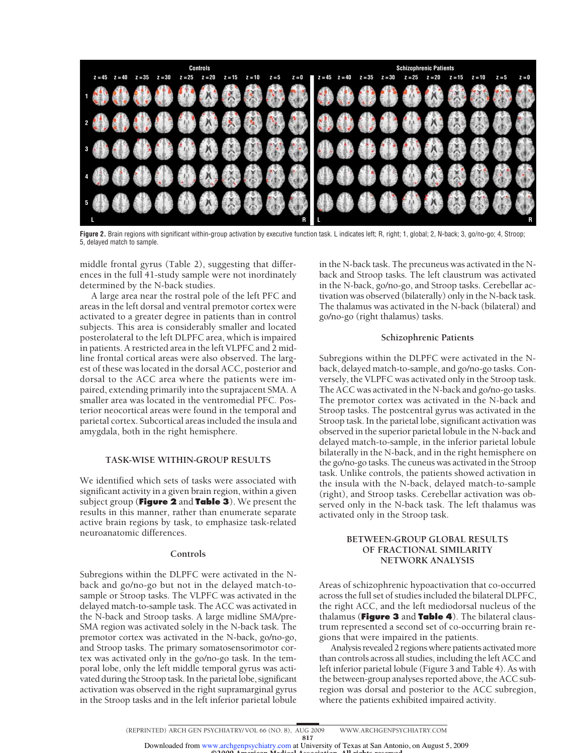Figure 2. Brain regions with significant within-group activation by executive function task. L indicates left; R, right; 1, global; 2, N-back; 3, go/no-go; 4, Stroop; 5, delayed match to sample.

middle frontal gyrus (Table 2), suggesting that differences in the full 41-study sample were not inordinately determined by the N-back studies.

A large area near the rostral pole of the left PFC and areas in the left dorsal and ventral premotor cortex were activated to a greater degree in patients than in control subjects. This area is considerably smaller and located posterolateral to the left DLPFC area, which is impaired in patients. A restricted area in the left VLPFC and 2 midline frontal cortical areas were also observed. The largest of these was located in the dorsal ACC, posterior and dorsal to the ACC area where the patients were impaired, extending primarily into the suprajacent SMA. A smaller area was located in the ventromedial PFC. Posterior neocortical areas were found in the temporal and parietal cortex. Subcortical areas included the insula and amygdala, both in the right hemisphere.

## TASK-WISE WITHIN-GROUP RESULTS

We identified which sets of tasks were associated with significant activity in a given brain region, within a given subject group (**Figure 2** and **Table 3**). We present the results in this manner, rather than enumerate separate active brain regions by task, to emphasize task-related neuroanatomic differences.

### Controls

Subregions within the DLPFC were activated in the N-back and go/no-go but not in the delayed match-to-sample or Stroop tasks. The VLPFC was activated in the delayed match-to-sample task. The ACC was activated in the N-back and Stroop tasks. A large midline SMA/pre-SMA region was activated solely in the N-back task. The premotor cortex was activated in the N-back, go/no-go, and Stroop tasks. The primary somatosensorimotor cortex was activated only in the go/no-go task. In the temporal lobe, only the left middle temporal gyrus was activated during the Stroop task. In the parietal lobe, significant activation was observed in the right supramarginal gyrus in the Stroop tasks and in the left inferior parietal lobule in the N-back task. The precuneus was activated in the N-back and Stroop tasks. The left claustrum was activated in the N-back, go/no-go, and Stroop tasks. Cerebellar activation was observed (bilaterally) only in the N-back task. The thalamus was activated in the N-back (bilateral) and go/no-go (right thalamus) tasks.

### Schizophrenic Patients

Subregions within the DLPFC were activated in the N-back, delayed match-to-sample, and go/no-go tasks. Conversely, the VLPFC was activated only in the Stroop task. The ACC was activated in the N-back and go/no-go tasks. The premotor cortex was activated in the N-back and Stroop tasks. The postcentral gyrus was activated in the Stroop task. In the parietal lobe, significant activation was observed in the superior parietal lobule in the N-back and delayed match-to-sample, in the inferior parietal lobule bilaterally in the N-back, and in the right hemisphere on the go/no-go tasks. The cuneus was activated in the Stroop task. Unlike controls, the patients showed activation in the insula with the N-back, delayed match-to-sample (right), and Stroop tasks. Cerebellar activation was observed only in the N-back task. The left thalamus was activated only in the Stroop task.

## BETWEEN-GROUP GLOBAL RESULTS OF FRACTIONAL SIMILARITY NETWORK ANALYSIS

Areas of schizophrenic hypoactivation that co-occurred across the full set of studies included the bilateral DLPFC, the right ACC, and the left mediodorsal nucleus of the thalamus (**Figure 3** and **Table 4**). The bilateral claustrum represented a second set of co-occurring brain regions that were impaired in the patients.

Analysis revealed 2 regions where patients activated more than controls across all studies, including the left ACC and left inferior parietal lobule (Figure 3 and Table 4). As with the between-group analyses reported above, the ACC subregion was dorsal and posterior to the ACC subregion, where the patients exhibited impaired activity.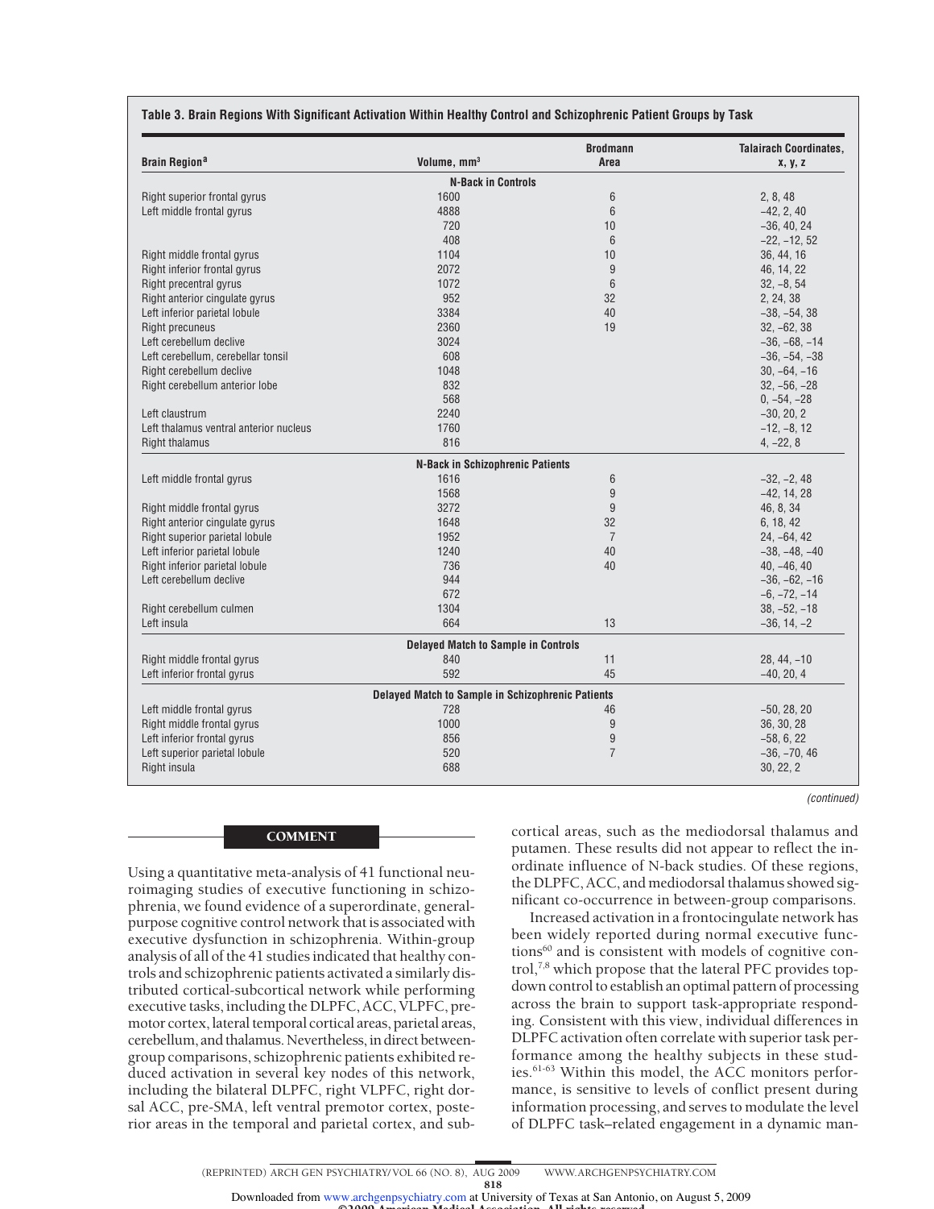**Table 3. Brain Regions With Significant Activation Within Healthy Control and Schizophrenic Patient Groups by Task**

| Brain Region[a] | Volume, mm³ | Brodmann Area | Talairach Coordinates, x, y, z |
|---|---|---|---|
| **N-Back in Controls** | | | |
| Right superior frontal gyrus | 1600 | 6 | 2, 8, 48 |
| Left middle frontal gyrus | 4888 | 6 | −42, 2, 40 |
| | 720 | 10 | −36, 40, 24 |
| | 408 | 6 | −22, −12, 52 |
| Right middle frontal gyrus | 1104 | 10 | 36, 44, 16 |
| Right inferior frontal gyrus | 2072 | 9 | 46, 14, 22 |
| Right precentral gyrus | 1072 | 6 | 32, −8, 54 |
| Right anterior cingulate gyrus | 952 | 32 | 2, 24, 38 |
| Left inferior parietal lobule | 3384 | 40 | −38, −54, 38 |
| Right precuneus | 2360 | 19 | 32, −62, 38 |
| Left cerebellum declive | 3024 | | −36, −68, −14 |
| Left cerebellum, cerebellar tonsil | 608 | | −36, −54, −38 |
| Right cerebellum declive | 1048 | | 30, −64, −16 |
| Right cerebellum anterior lobe | 832 | | 32, −56, −28 |
| | 568 | | 0, −54, −28 |
| Left claustrum | 2240 | | −30, 20, 2 |
| Left thalamus ventral anterior nucleus | 1760 | | −12, −8, 12 |
| Right thalamus | 816 | | 4, −22, 8 |
| **N-Back in Schizophrenic Patients** | | | |
| Left middle frontal gyrus | 1616 | 6 | −32, −2, 48 |
| | 1568 | 9 | −42, 14, 28 |
| Right middle frontal gyrus | 3272 | 9 | 46, 8, 34 |
| Right anterior cingulate gyrus | 1648 | 32 | 6, 18, 42 |
| Right superior parietal lobule | 1952 | 7 | 24, −64, 42 |
| Left inferior parietal lobule | 1240 | 40 | −38, −48, −40 |
| Right inferior parietal lobule | 736 | 40 | 40, −46, 40 |
| Left cerebellum declive | 944 | | −36, −62, −16 |
| | 672 | | −6, −72, −14 |
| Right cerebellum culmen | 1304 | | 38, −52, −18 |
| Left insula | 664 | 13 | −36, 14, −2 |
| **Delayed Match to Sample in Controls** | | | |
| Right middle frontal gyrus | 840 | 11 | 28, 44, −10 |
| Left inferior frontal gyrus | 592 | 45 | −40, 20, 4 |
| **Delayed Match to Sample in Schizophrenic Patients** | | | |
| Left middle frontal gyrus | 728 | 46 | −50, 28, 20 |
| Right middle frontal gyrus | 1000 | 9 | 36, 30, 28 |
| Left inferior frontal gyrus | 856 | 9 | −58, 6, 22 |
| Left superior parietal lobule | 520 | 7 | −36, −70, 46 |
| Right insula | 688 | | 30, 22, 2 |

*(continued)*

## COMMENT

Using a quantitative meta-analysis of 41 functional neuroimaging studies of executive functioning in schizophrenia, we found evidence of a superordinate, general-purpose cognitive control network that is associated with executive dysfunction in schizophrenia. Within-group analysis of all of the 41 studies indicated that healthy controls and schizophrenic patients activated a similarly distributed cortical-subcortical network while performing executive tasks, including the DLPFC, ACC, VLPFC, premotor cortex, lateral temporal cortical areas, parietal areas, cerebellum, and thalamus. Nevertheless, in direct between-group comparisons, schizophrenic patients exhibited reduced activation in several key nodes of this network, including the bilateral DLPFC, right VLPFC, right dorsal ACC, pre-SMA, left ventral premotor cortex, posterior areas in the temporal and parietal cortex, and subcortical areas, such as the mediodorsal thalamus and putamen. These results did not appear to reflect the inordinate influence of N-back studies. Of these regions, the DLPFC, ACC, and mediodorsal thalamus showed significant co-occurrence in between-group comparisons.

Increased activation in a frontocingulate network has been widely reported during normal executive functions[60] and is consistent with models of cognitive control,[7,8] which propose that the lateral PFC provides top-down control to establish an optimal pattern of processing across the brain to support task-appropriate responding. Consistent with this view, individual differences in DLPFC activation often correlate with superior task performance among the healthy subjects in these studies.[61-63] Within this model, the ACC monitors performance, is sensitive to levels of conflict present during information processing, and serves to modulate the level of DLPFC task–related engagement in a dynamic man-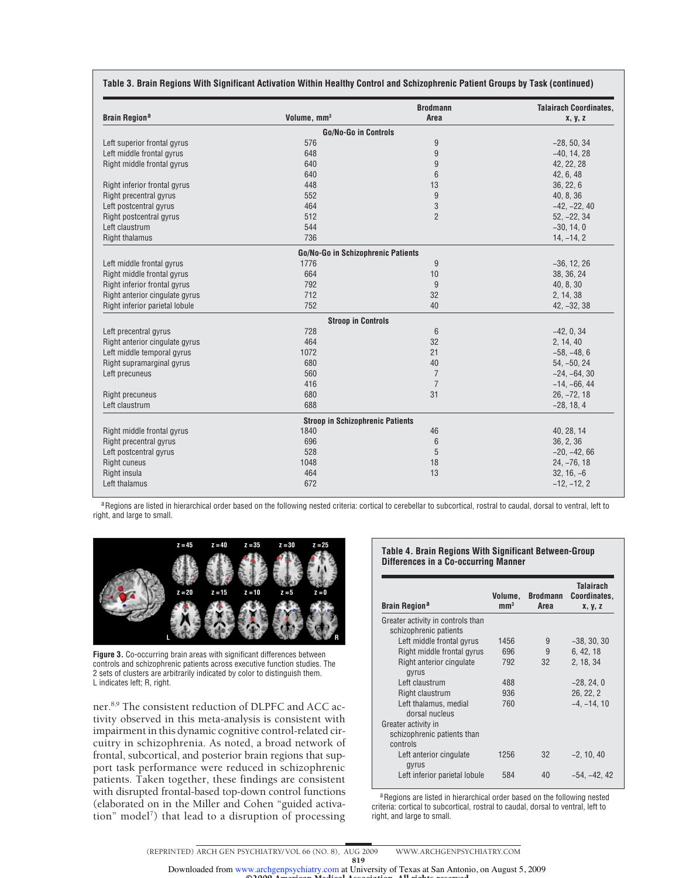**Table 3. Brain Regions With Significant Activation Within Healthy Control and Schizophrenic Patient Groups by Task (continued)**

| Brain Region[a] | Volume, mm³ | Brodmann Area | Talairach Coordinates, x, y, z |
|---|---|---|---|
| **Go/No-Go in Controls** | | | |
| Left superior frontal gyrus | 576 | 9 | −28, 50, 34 |
| Left middle frontal gyrus | 648 | 9 | −40, 14, 28 |
| Right middle frontal gyrus | 640 | 9 | 42, 22, 28 |
| | 640 | 6 | 42, 6, 48 |
| Right inferior frontal gyrus | 448 | 13 | 36, 22, 6 |
| Right precentral gyrus | 552 | 9 | 40, 8, 36 |
| Left postcentral gyrus | 464 | 3 | −42, −22, 40 |
| Right postcentral gyrus | 512 | 2 | 52, −22, 34 |
| Left claustrum | 544 | | −30, 14, 0 |
| Right thalamus | 736 | | 14, −14, 2 |
| **Go/No-Go in Schizophrenic Patients** | | | |
| Left middle frontal gyrus | 1776 | 9 | −36, 12, 26 |
| Right middle frontal gyrus | 664 | 10 | 38, 36, 24 |
| Right inferior frontal gyrus | 792 | 9 | 40, 8, 30 |
| Right anterior cingulate gyrus | 712 | 32 | 2, 14, 38 |
| Right inferior parietal lobule | 752 | 40 | 42, −32, 38 |
| **Stroop in Controls** | | | |
| Left precentral gyrus | 728 | 6 | −42, 0, 34 |
| Right anterior cingulate gyrus | 464 | 32 | 2, 14, 40 |
| Left middle temporal gyrus | 1072 | 21 | −58, −48, 6 |
| Right supramarginal gyrus | 680 | 40 | 54, −50, 24 |
| Left precuneus | 560 | 7 | −24, −64, 30 |
| | 416 | 7 | −14, −66, 44 |
| Right precuneus | 680 | 31 | 26, −72, 18 |
| Left claustrum | 688 | | −28, 18, 4 |
| **Stroop in Schizophrenic Patients** | | | |
| Right middle frontal gyrus | 1840 | 46 | 40, 28, 14 |
| Right precentral gyrus | 696 | 6 | 36, 2, 36 |
| Left postcentral gyrus | 528 | 5 | −20, −42, 66 |
| Right cuneus | 1048 | 18 | 24, −76, 18 |
| Right insula | 464 | 13 | 32, 16, −6 |
| Left thalamus | 672 | | −12, −12, 2 |

[a] Regions are listed in hierarchical order based on the following nested criteria: cortical to cerebellar to subcortical, rostral to caudal, dorsal to ventral, left to right, and large to small.

**Figure 3.** Co-occurring brain areas with significant differences between controls and schizophrenic patients across executive function studies. The 2 sets of clusters are arbitrarily indicated by color to distinguish them. L indicates left; R, right.

**Table 4. Brain Regions With Significant Between-Group Differences in a Co-occurring Manner**

| Brain Region[a] | Volume, mm³ | Brodmann Area | Talairach Coordinates, x, y, z |
|---|---|---|---|
| Greater activity in controls than schizophrenic patients | | | |
| Left middle frontal gyrus | 1456 | 9 | −38, 30, 30 |
| Right middle frontal gyrus | 696 | 9 | 6, 42, 18 |
| Right anterior cingulate gyrus | 792 | 32 | 2, 18, 34 |
| Left claustrum | 488 | | −28, 24, 0 |
| Right claustrum | 936 | | 26, 22, 2 |
| Left thalamus, medial dorsal nucleus | 760 | | −4, −14, 10 |
| Greater activity in schizophrenic patients than controls | | | |
| Left anterior cingulate gyrus | 1256 | 32 | −2, 10, 40 |
| Left inferior parietal lobule | 584 | 40 | −54, −42, 42 |

[a] Regions are listed in hierarchical order based on the following nested criteria: cortical to subcortical, rostral to caudal, dorsal to ventral, left to right, and large to small.

ner.[8,9] The consistent reduction of DLPFC and ACC activity observed in this meta-analysis is consistent with impairment in this dynamic cognitive control-related circuitry in schizophrenia. As noted, a broad network of frontal, subcortical, and posterior brain regions that support task performance were reduced in schizophrenic patients. Taken together, these findings are consistent with disrupted frontal-based top-down control functions (elaborated on in the Miller and Cohen "guided activation" model[7]) that lead to a disruption of processing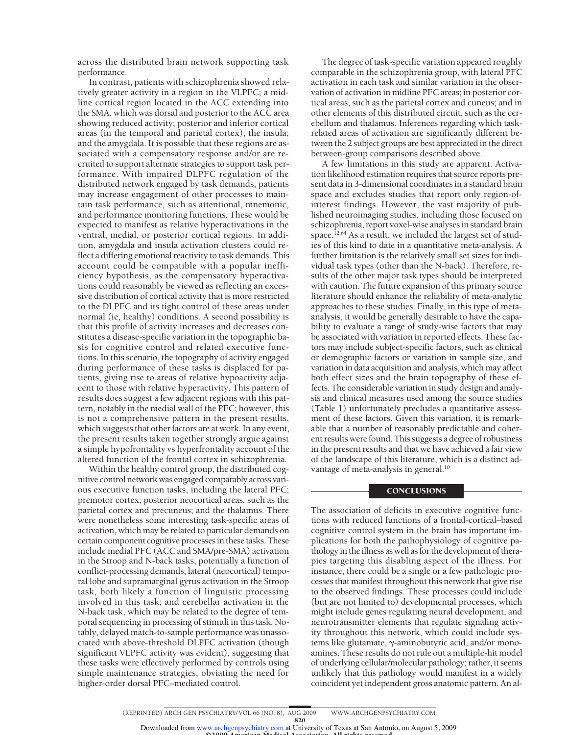across the distributed brain network supporting task performance.

In contrast, patients with schizophrenia showed relatively greater activity in a region in the VLPFC; a midline cortical region located in the ACC extending into the SMA, which was dorsal and posterior to the ACC area showing reduced activity; posterior and inferior cortical areas (in the temporal and parietal cortex); the insula; and the amygdala. It is possible that these regions are associated with a compensatory response and/or are recruited to support alternate strategies to support task performance. With impaired DLPFC regulation of the distributed network engaged by task demands, patients may increase engagement of other processes to maintain task performance, such as attentional, mnemonic, and performance monitoring functions. These would be expected to manifest as relative hyperactivations in the ventral, medial, or posterior cortical regions. In addition, amygdala and insula activation clusters could reflect a differing emotional reactivity to task demands. This account could be compatible with a popular inefficiency hypothesis, as the compensatory hyperactivations could reasonably be viewed as reflecting an excessive distribution of cortical activity that is more restricted to the DLPFC and its tight control of these areas under normal (ie, healthy) conditions. A second possibility is that this profile of activity increases and decreases constitutes a disease-specific variation in the topographic basis for cognitive control and related executive functions. In this scenario, the topography of activity engaged during performance of these tasks is displaced for patients, giving rise to areas of relative hypoactivity adjacent to those with relative hyperactivity. This pattern of results does suggest a few adjacent regions with this pattern, notably in the medial wall of the PFC; however, this is not a comprehensive pattern in the present results, which suggests that other factors are at work. In any event, the present results taken together strongly argue against a simple hypofrontality vs hyperfrontality account of the altered function of the frontal cortex in schizophrenia.

Within the healthy control group, the distributed cognitive control network was engaged comparably across various executive function tasks, including the lateral PFC; premotor cortex; posterior neocortical areas, such as the parietal cortex and precuneus; and the thalamus. There were nonetheless some interesting task-specific areas of activation, which may be related to particular demands on certain component cognitive processes in these tasks. These include medial PFC (ACC and SMA/pre-SMA) activation in the Stroop and N-back tasks, potentially a function of conflict-processing demands; lateral (neocortical) temporal lobe and supramarginal gyrus activation in the Stroop task, both likely a function of linguistic processing involved in this task; and cerebellar activation in the N-back task, which may be related to the degree of temporal sequencing in processing of stimuli in this task. Notably, delayed match-to-sample performance was unassociated with above-threshold DLPFC activation (though significant VLPFC activity was evident), suggesting that these tasks were effectively performed by controls using simple maintenance strategies, obviating the need for higher-order dorsal PFC–mediated control.

The degree of task-specific variation appeared roughly comparable in the schizophrenia group, with lateral PFC activation in each task and similar variation in the observation of activation in midline PFC areas; in posterior cortical areas, such as the parietal cortex and cuneus; and in other elements of this distributed circuit, such as the cerebellum and thalamus. Inferences regarding which task-related areas of activation are significantly different between the 2 subject groups are best appreciated in the direct between-group comparisons described above.

A few limitations in this study are apparent. Activation likelihood estimation requires that source reports present data in 3-dimensional coordinates in a standard brain space and excludes studies that report only region-of-interest findings. However, the vast majority of published neuroimaging studies, including those focused on schizophrenia, report voxel-wise analyses in standard brain space.[12,64] As a result, we included the largest set of studies of this kind to date in a quantitative meta-analysis. A further limitation is the relatively small set sizes for individual task types (other than the N-back). Therefore, results of the other major task types should be interpreted with caution. The future expansion of this primary source literature should enhance the reliability of meta-analytic approaches to these studies. Finally, in this type of meta-analysis, it would be generally desirable to have the capability to evaluate a range of study-wise factors that may be associated with variation in reported effects. These factors may include subject-specific factors, such as clinical or demographic factors or variation in sample size, and variation in data acquisition and analysis, which may affect both effect sizes and the brain topography of these effects. The considerable variation in study design and analysis and clinical measures used among the source studies (Table 1) unfortunately precludes a quantitative assessment of these factors. Given this variation, it is remarkable that a number of reasonably predictable and coherent results were found. This suggests a degree of robustness in the present results and that we have achieved a fair view of the landscape of this literature, which is a distinct advantage of meta-analysis in general.[10]

## CONCLUSIONS

The association of deficits in executive cognitive functions with reduced functions of a frontal-cortical–based cognitive control system in the brain has important implications for both the pathophysiology of cognitive pathology in the illness as well as for the development of therapies targeting this disabling aspect of the illness. For instance, there could be a single or a few pathologic processes that manifest throughout this network that give rise to the observed findings. These processes could include (but are not limited to) developmental processes, which might include genes regulating neural development, and neurotransmitter elements that regulate signaling activity throughout this network, which could include systems like glutamate, γ-aminobutyric acid, and/or monoamines. These results do not rule out a multiple-hit model of underlying cellular/molecular pathology; rather, it seems unlikely that this pathology would manifest in a widely coincident yet independent gross anatomic pattern. An al-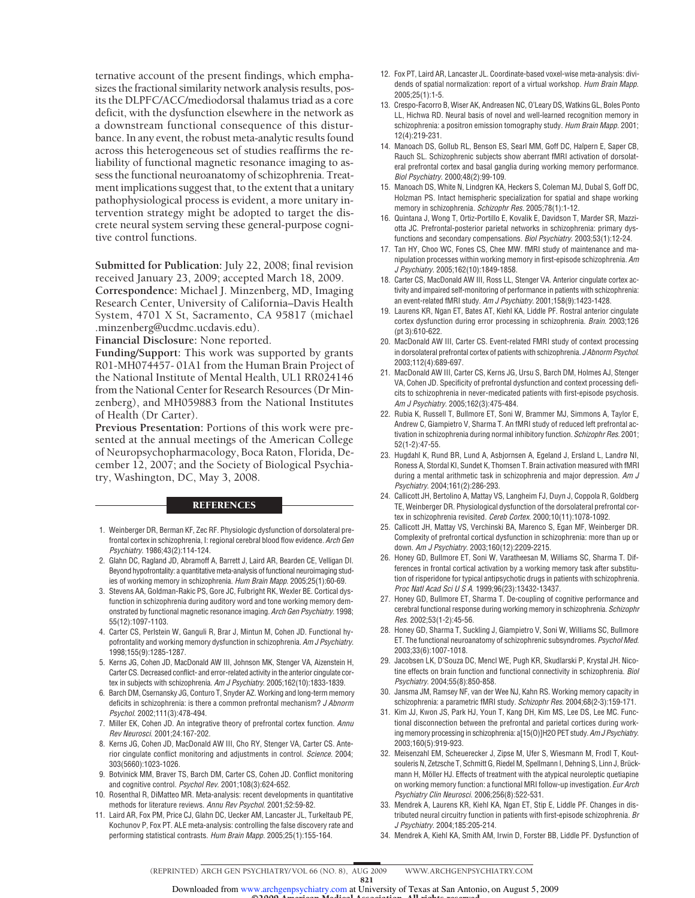ternative account of the present findings, which emphasizes the fractional similarity network analysis results, posits the DLPFC/ACC/mediodorsal thalamus triad as a core deficit, with the dysfunction elsewhere in the network as a downstream functional consequence of this disturbance. In any event, the robust meta-analytic results found across this heterogeneous set of studies reaffirms the reliability of functional magnetic resonance imaging to assess the functional neuroanatomy of schizophrenia. Treatment implications suggest that, to the extent that a unitary pathophysiological process is evident, a more unitary intervention strategy might be adopted to target the discrete neural system serving these general-purpose cognitive control functions.

**Submitted for Publication:** July 22, 2008; final revision received January 23, 2009; accepted March 18, 2009.
**Correspondence:** Michael J. Minzenberg, MD, Imaging Research Center, University of California–Davis Health System, 4701 X St, Sacramento, CA 95817 (michael.minzenberg@ucdmc.ucdavis.edu).
**Financial Disclosure:** None reported.
**Funding/Support:** This work was supported by grants R01-MH074457- 01A1 from the Human Brain Project of the National Institute of Mental Health, UL1 RR024146 from the National Center for Research Resources (Dr Minzenberg), and MH059883 from the National Institutes of Health (Dr Carter).
**Previous Presentation:** Portions of this work were presented at the annual meetings of the American College of Neuropsychopharmacology, Boca Raton, Florida, December 12, 2007; and the Society of Biological Psychiatry, Washington, DC, May 3, 2008.

## REFERENCES

1. Weinberger DR, Berman KF, Zec RF. Physiologic dysfunction of dorsolateral prefrontal cortex in schizophrenia, I: regional cerebral blood flow evidence. *Arch Gen Psychiatry.* 1986;43(2):114-124.
2. Glahn DC, Ragland JD, Abramoff A, Barrett J, Laird AR, Bearden CE, Velligan DI. Beyond hypofrontality: a quantitative meta-analysis of functional neuroimaging studies of working memory in schizophrenia. *Hum Brain Mapp.* 2005;25(1):60-69.
3. Stevens AA, Goldman-Rakic PS, Gore JC, Fulbright RK, Wexler BE. Cortical dysfunction in schizophrenia during auditory word and tone working memory demonstrated by functional magnetic resonance imaging. *Arch Gen Psychiatry.* 1998;55(12):1097-1103.
4. Carter CS, Perlstein W, Ganguli R, Brar J, Mintun M, Cohen JD. Functional hypofrontality and working memory dysfunction in schizophrenia. *Am J Psychiatry.* 1998;155(9):1285-1287.
5. Kerns JG, Cohen JD, MacDonald AW III, Johnson MK, Stenger VA, Aizenstein H, Carter CS. Decreased conflict- and error-related activity in the anterior cingulate cortex in subjects with schizophrenia. *Am J Psychiatry.* 2005;162(10):1833-1839.
6. Barch DM, Csernansky JG, Conturo T, Snyder AZ. Working and long-term memory deficits in schizophrenia: is there a common prefrontal mechanism? *J Abnorm Psychol.* 2002;111(3):478-494.
7. Miller EK, Cohen JD. An integrative theory of prefrontal cortex function. *Annu Rev Neurosci.* 2001;24:167-202.
8. Kerns JG, Cohen JD, MacDonald AW III, Cho RY, Stenger VA, Carter CS. Anterior cingulate conflict monitoring and adjustments in control. *Science.* 2004;303(5660):1023-1026.
9. Botvinick MM, Braver TS, Barch DM, Carter CS, Cohen JD. Conflict monitoring and cognitive control. *Psychol Rev.* 2001;108(3):624-652.
10. Rosenthal R, DiMatteo MR. Meta-analysis: recent developments in quantitative methods for literature reviews. *Annu Rev Psychol.* 2001;52:59-82.
11. Laird AR, Fox PM, Price CJ, Glahn DC, Uecker AM, Lancaster JL, Turkeltaub PE, Kochunov P, Fox PT. ALE meta-analysis: controlling the false discovery rate and performing statistical contrasts. *Hum Brain Mapp.* 2005;25(1):155-164.
12. Fox PT, Laird AR, Lancaster JL. Coordinate-based voxel-wise meta-analysis: dividends of spatial normalization: report of a virtual workshop. *Hum Brain Mapp.* 2005;25(1):1-5.
13. Crespo-Facorro B, Wiser AK, Andreasen NC, O'Leary DS, Watkins GL, Boles Ponto LL, Hichwa RD. Neural basis of novel and well-learned recognition memory in schizophrenia: a positron emission tomography study. *Hum Brain Mapp.* 2001;12(4):219-231.
14. Manoach DS, Gollub RL, Benson ES, Searl MM, Goff DC, Halpern E, Saper CB, Rauch SL. Schizophrenic subjects show aberrant fMRI activation of dorsolateral prefrontal cortex and basal ganglia during working memory performance. *Biol Psychiatry.* 2000;48(2):99-109.
15. Manoach DS, White N, Lindgren KA, Heckers S, Coleman MJ, Dubal S, Goff DC, Holzman PS. Intact hemispheric specialization for spatial and shape working memory in schizophrenia. *Schizophr Res.* 2005;78(1):1-12.
16. Quintana J, Wong T, Ortiz-Portillo E, Kovalik E, Davidson T, Marder SR, Mazziotta JC. Prefrontal-posterior parietal networks in schizophrenia: primary dysfunctions and secondary compensations. *Biol Psychiatry.* 2003;53(1):12-24.
17. Tan HY, Choo WC, Fones CS, Chee MW. fMRI study of maintenance and manipulation processes within working memory in first-episode schizophrenia. *Am J Psychiatry.* 2005;162(10):1849-1858.
18. Carter CS, MacDonald AW III, Ross LL, Stenger VA. Anterior cingulate cortex activity and impaired self-monitoring of performance in patients with schizophrenia: an event-related fMRI study. *Am J Psychiatry.* 2001;158(9):1423-1428.
19. Laurens KR, Ngan ET, Bates AT, Kiehl KA, Liddle PF. Rostral anterior cingulate cortex dysfunction during error processing in schizophrenia. *Brain.* 2003;126(pt 3):610-622.
20. MacDonald AW III, Carter CS. Event-related FMRI study of context processing in dorsolateral prefrontal cortex of patients with schizophrenia. *J Abnorm Psychol.* 2003;112(4):689-697.
21. MacDonald AW III, Carter CS, Kerns JG, Ursu S, Barch DM, Holmes AJ, Stenger VA, Cohen JD. Specificity of prefrontal dysfunction and context processing deficits to schizophrenia in never-medicated patients with first-episode psychosis. *Am J Psychiatry.* 2005;162(3):475-484.
22. Rubia K, Russell T, Bullmore ET, Soni W, Brammer MJ, Simmons A, Taylor E, Andrew C, Giampietro V, Sharma T. An fMRI study of reduced left prefrontal activation in schizophrenia during normal inhibitory function. *Schizophr Res.* 2001;52(1-2):47-55.
23. Hugdahl K, Rund BR, Lund A, Asbjornsen A, Egeland J, Ersland L, Landrø NI, Roness A, Stordal KI, Sundet K, Thomsen T. Brain activation measured with fMRI during a mental arithmetic task in schizophrenia and major depression. *Am J Psychiatry.* 2004;161(2):286-293.
24. Callicott JH, Bertolino A, Mattay VS, Langheim FJ, Duyn J, Coppola R, Goldberg TE, Weinberger DR. Physiological dysfunction of the dorsolateral prefrontal cortex in schizophrenia revisited. *Cereb Cortex.* 2000;10(11):1078-1092.
25. Callicott JH, Mattay VS, Verchinski BA, Marenco S, Egan MF, Weinberger DR. Complexity of prefrontal cortical dysfunction in schizophrenia: more than up or down. *Am J Psychiatry.* 2003;160(12):2209-2215.
26. Honey GD, Bullmore ET, Soni W, Varatheesan M, Williams SC, Sharma T. Differences in frontal cortical activation by a working memory task after substitution of risperidone for typical antipsychotic drugs in patients with schizophrenia. *Proc Natl Acad Sci U S A.* 1999;96(23):13432-13437.
27. Honey GD, Bullmore ET, Sharma T. De-coupling of cognitive performance and cerebral functional response during working memory in schizophrenia. *Schizophr Res.* 2002;53(1-2):45-56.
28. Honey GD, Sharma T, Suckling J, Giampietro V, Soni W, Williams SC, Bullmore ET. The functional neuroanatomy of schizophrenic subsyndromes. *Psychol Med.* 2003;33(6):1007-1018.
29. Jacobsen LK, D'Souza DC, Mencl WE, Pugh KR, Skudlarski P, Krystal JH. Nicotine effects on brain function and functional connectivity in schizophrenia. *Biol Psychiatry.* 2004;55(8):850-858.
30. Jansma JM, Ramsey NF, van der Wee NJ, Kahn RS. Working memory capacity in schizophrenia: a parametric fMRI study. *Schizophr Res.* 2004;68(2-3):159-171.
31. Kim JJ, Kwon JS, Park HJ, Youn T, Kang DH, Kim MS, Lee DS, Lee MC. Functional disconnection between the prefrontal and parietal cortices during working memory processing in schizophrenia: a[15(O)]H2O PET study. *Am J Psychiatry.* 2003;160(5):919-923.
32. Meisenzahl EM, Scheuerecker J, Zipse M, Ufer S, Wiesmann M, Frodl T, Koutsouleris N, Zetzsche T, Schmitt G, Riedel M, Spellmann I, Dehning S, Linn J, Brückmann H, Möller HJ. Effects of treatment with the atypical neuroleptic quetiapine on working memory function: a functional MRI follow-up investigation. *Eur Arch Psychiatry Clin Neurosci.* 2006;256(8):522-531.
33. Mendrek A, Laurens KR, Kiehl KA, Ngan ET, Stip E, Liddle PF. Changes in distributed neural circuitry function in patients with first-episode schizophrenia. *Br J Psychiatry.* 2004;185:205-214.
34. Mendrek A, Kiehl KA, Smith AM, Irwin D, Forster BB, Liddle PF. Dysfunction of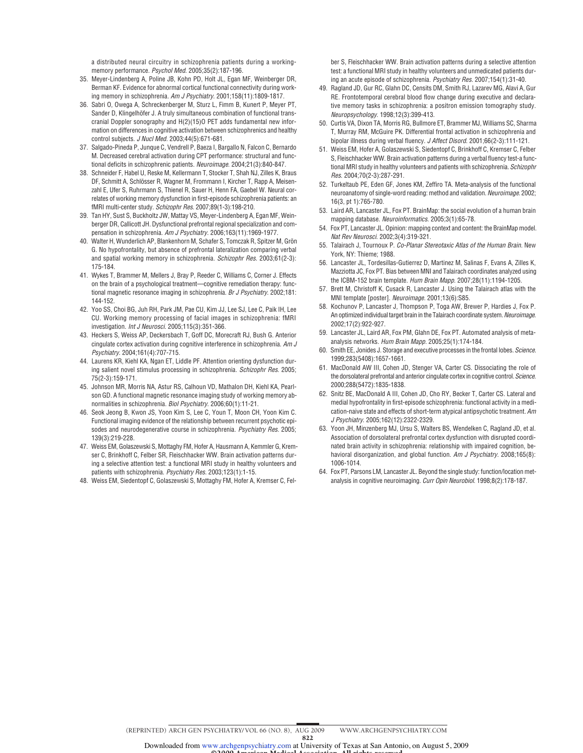a distributed neural circuitry in schizophrenia patients during a working-memory performance. *Psychol Med.* 2005;35(2):187-196.

35. Meyer-Lindenberg A, Poline JB, Kohn PD, Holt JL, Egan MF, Weinberger DR, Berman KF. Evidence for abnormal cortical functional connectivity during working memory in schizophrenia. *Am J Psychiatry.* 2001;158(11):1809-1817.
36. Sabri O, Owega A, Schreckenberger M, Sturz L, Fimm B, Kunert P, Meyer PT, Sander D, Klingelhöfer J. A truly simultaneous combination of functional transcranial Doppler sonography and H(2)(15)O PET adds fundamental new information on differences in cognitive activation between schizophrenics and healthy control subjects. *J Nucl Med.* 2003;44(5):671-681.
37. Salgado-Pineda P, Junque C, Vendrell P, Baeza I, Bargallo N, Falcon C, Bernardo M. Decreased cerebral activation during CPT performance: structural and functional deficits in schizophrenic patients. *Neuroimage.* 2004;21(3):840-847.
38. Schneider F, Habel U, Reske M, Kellermann T, Stocker T, Shah NJ, Zilles K, Braus DF, Schmitt A, Schlösser R, Wagner M, Frommann I, Kircher T, Rapp A, Meisenzahl E, Ufer S, Ruhrmann S, Thienel R, Sauer H, Henn FA, Gaebel W. Neural correlates of working memory dysfunction in first-episode schizophrenia patients: an fMRI multi-center study. *Schizophr Res.* 2007;89(1-3):198-210.
39. Tan HY, Sust S, Buckholtz JW, Mattay VS, Meyer-Lindenberg A, Egan MF, Weinberger DR, Callicott JH. Dysfunctional prefrontal regional specialization and compensation in schizophrenia. *Am J Psychiatry.* 2006;163(11):1969-1977.
40. Walter H, Wunderlich AP, Blankenhorn M, Schafer S, Tomczak R, Spitzer M, Grön G. No hypofrontality, but absence of prefrontal lateralization comparing verbal and spatial working memory in schizophrenia. *Schizophr Res.* 2003;61(2-3):175-184.
41. Wykes T, Brammer M, Mellers J, Bray P, Reeder C, Williams C, Corner J. Effects on the brain of a psychological treatment—cognitive remediation therapy: functional magnetic resonance imaging in schizophrenia. *Br J Psychiatry.* 2002;181:144-152.
42. Yoo SS, Choi BG, Juh RH, Park JM, Pae CU, Kim JJ, Lee SJ, Lee C, Paik IH, Lee CU. Working memory processing of facial images in schizophrenia: fMRI investigation. *Int J Neurosci.* 2005;115(3):351-366.
43. Heckers S, Weiss AP, Deckersbach T, Goff DC, Morecraft RJ, Bush G. Anterior cingulate cortex activation during cognitive interference in schizophrenia. *Am J Psychiatry.* 2004;161(4):707-715.
44. Laurens KR, Kiehl KA, Ngan ET, Liddle PF. Attention orienting dysfunction during salient novel stimulus processing in schizophrenia. *Schizophr Res.* 2005;75(2-3):159-171.
45. Johnson MR, Morris NA, Astur RS, Calhoun VD, Mathalon DH, Kiehl KA, Pearlson GD. A functional magnetic resonance imaging study of working memory abnormalities in schizophrenia. *Biol Psychiatry.* 2006;60(1):11-21.
46. Seok Jeong B, Kwon JS, Yoon Kim S, Lee C, Yount T, Moon CH, Yoon Kim C. Functional imaging evidence of the relationship between recurrent psychotic episodes and neurodegenerative course in schizophrenia. *Psychiatry Res.* 2005;139(3):219-228.
47. Weiss EM, Golaszewski S, Mottaghy FM, Hofer A, Hausmann A, Kemmler G, Kremser C, Brinkhoff C, Felber SR, Fleischhacker WW. Brain activation patterns during a selective attention test: a functional MRI study in healthy volunteers and patients with schizophrenia. *Psychiatry Res.* 2003;123(1):1-15.
48. Weiss EM, Siedentopf C, Golaszewski S, Mottaghy FM, Hofer A, Kremser C, Felber S, Fleischhacker WW. Brain activation patterns during a selective attention test: a functional MRI study in healthy volunteers and unmedicated patients during an acute episode of schizophrenia. *Psychiatry Res.* 2007;154(1):31-40.
49. Ragland JD, Gur RC, Glahn DC, Censits DM, Smith RJ, Lazarev MG, Alavi A, Gur RE. Frontotemporal cerebral blood flow change during executive and declarative memory tasks in schizophrenia: a positron emission tomography study. *Neuropsychology.* 1998;12(3):399-413.
50. Curtis VA, Dixon TA, Morris RG, Bullmore ET, Brammer MJ, Williams SC, Sharma T, Murray RM, McGuire PK. Differential frontal activation in schizophrenia and bipolar illness during verbal fluency. *J Affect Disord.* 2001;66(2-3):111-121.
51. Weiss EM, Hofer A, Golaszewski S, Siedentopf C, Brinkhoff C, Kremser C, Felber S, Fleischhacker WW. Brain activation patterns during a verbal fluency test-a functional MRI study in healthy volunteers and patients with schizophrenia. *Schizophr Res.* 2004;70(2-3):287-291.
52. Turkeltaub PE, Eden GF, Jones KM, Zeffiro TA. Meta-analysis of the functional neuroanatomy of single-word reading: method and validation. *Neuroimage.* 2002;16(3, pt 1):765-780.
53. Laird AR, Lancaster JL, Fox PT. BrainMap: the social evolution of a human brain mapping database. *Neuroinformatics.* 2005;3(1):65-78.
54. Fox PT, Lancaster JL. Opinion: mapping context and content: the BrainMap model. *Nat Rev Neurosci.* 2002;3(4):319-321.
55. Talairach J, Tournoux P. *Co-Planar Stereotaxic Atlas of the Human Brain.* New York, NY: Thieme; 1988.
56. Lancaster JL, Tordesillas-Gutierrez D, Martinez M, Salinas F, Evans A, Zilles K, Mazziotta JC, Fox PT. Bias between MNI and Talairach coordinates analyzed using the ICBM-152 brain template. *Hum Brain Mapp.* 2007;28(11):1194-1205.
57. Brett M, Christoff K, Cusack R, Lancaster J. Using the Talairach atlas with the MNI template [poster]. *Neuroimage.* 2001;13(6):S85.
58. Kochunov P, Lancaster J, Thompson P, Toga AW, Brewer P, Hardies J, Fox P. An optimized individual target brain in the Talairach coordinate system. *Neuroimage.* 2002;17(2):922-927.
59. Lancaster JL, Laird AR, Fox PM, Glahn DE, Fox PT. Automated analysis of meta-analysis networks. *Hum Brain Mapp.* 2005;25(1):174-184.
60. Smith EE, Jonides J. Storage and executive processes in the frontal lobes. *Science.* 1999;283(5408):1657-1661.
61. MacDonald AW III, Cohen JD, Stenger VA, Carter CS. Dissociating the role of the dorsolateral prefrontal and anterior cingulate cortex in cognitive control. *Science.* 2000;288(5472):1835-1838.
62. Snitz BE, MacDonald A III, Cohen JD, Cho RY, Becker T, Carter CS. Lateral and medial hypofrontality in first-episode schizophrenia: functional activity in a medication-naive state and effects of short-term atypical antipsychotic treatment. *Am J Psychiatry.* 2005;162(12):2322-2329.
63. Yoon JH, Minzenberg MJ, Ursu S, Walters BS, Wendelken C, Ragland JD, et al. Association of dorsolateral prefrontal cortex dysfunction with disrupted coordinated brain activity in schizophrenia: relationship with impaired cognition, behavioral disorganization, and global function. *Am J Psychiatry.* 2008;165(8):1006-1014.
64. Fox PT, Parsons LM, Lancaster JL. Beyond the single study: function/location metanalysis in cognitive neuroimaging. *Curr Opin Neurobiol.* 1998;8(2):178-187.